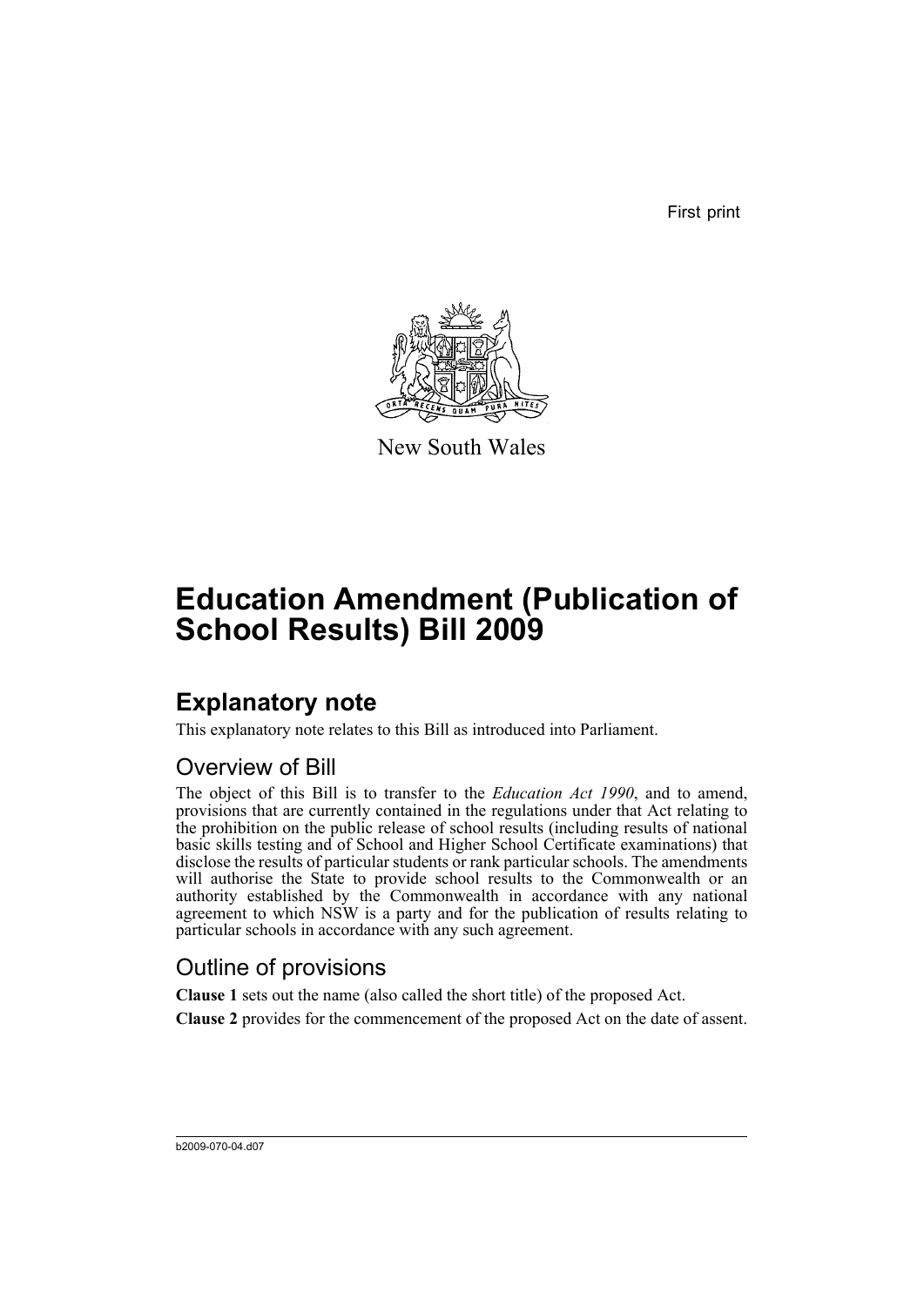First print

New South Wales

# Education Amendment (Publication of School Results) Bill 2009

## Explanatory note

This explanatory note relates to this Bill as introduced into Parliament.

### Overview of Bill

The object of this Bill is to transfer to the *Education Act 1990*, and to amend, provisions that are currently contained in the regulations under that Act relating to the prohibition on the public release of school results (including results of national basic skills testing and of School and Higher School Certificate examinations) that disclose the results of particular students or rank particular schools. The amendments will authorise the State to provide school results to the Commonwealth or an authority established by the Commonwealth in accordance with any national agreement to which NSW is a party and for the publication of results relating to particular schools in accordance with any such agreement.

### Outline of provisions

**Clause 1** sets out the name (also called the short title) of the proposed Act.

**Clause 2** provides for the commencement of the proposed Act on the date of assent.

b2009-070-04.d07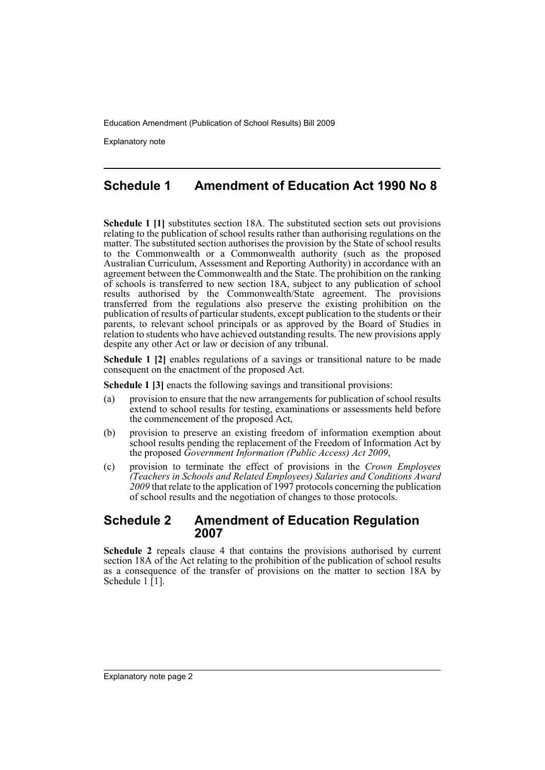## Schedule 1 Amendment of Education Act 1990 No 8

**Schedule 1 [1]** substitutes section 18A. The substituted section sets out provisions relating to the publication of school results rather than authorising regulations on the matter. The substituted section authorises the provision by the State of school results to the Commonwealth or a Commonwealth authority (such as the proposed Australian Curriculum, Assessment and Reporting Authority) in accordance with an agreement between the Commonwealth and the State. The prohibition on the ranking of schools is transferred to new section 18A, subject to any publication of school results authorised by the Commonwealth/State agreement. The provisions transferred from the regulations also preserve the existing prohibition on the publication of results of particular students, except publication to the students or their parents, to relevant school principals or as approved by the Board of Studies in relation to students who have achieved outstanding results. The new provisions apply despite any other Act or law or decision of any tribunal.

**Schedule 1 [2]** enables regulations of a savings or transitional nature to be made consequent on the enactment of the proposed Act.

**Schedule 1 [3]** enacts the following savings and transitional provisions:

(a) provision to ensure that the new arrangements for publication of school results extend to school results for testing, examinations or assessments held before the commencement of the proposed Act,

(b) provision to preserve an existing freedom of information exemption about school results pending the replacement of the Freedom of Information Act by the proposed *Government Information (Public Access) Act 2009*,

(c) provision to terminate the effect of provisions in the *Crown Employees (Teachers in Schools and Related Employees) Salaries and Conditions Award 2009* that relate to the application of 1997 protocols concerning the publication of school results and the negotiation of changes to those protocols.

## Schedule 2 Amendment of Education Regulation 2007

**Schedule 2** repeals clause 4 that contains the provisions authorised by current section 18A of the Act relating to the prohibition of the publication of school results as a consequence of the transfer of provisions on the matter to section 18A by Schedule 1 [1].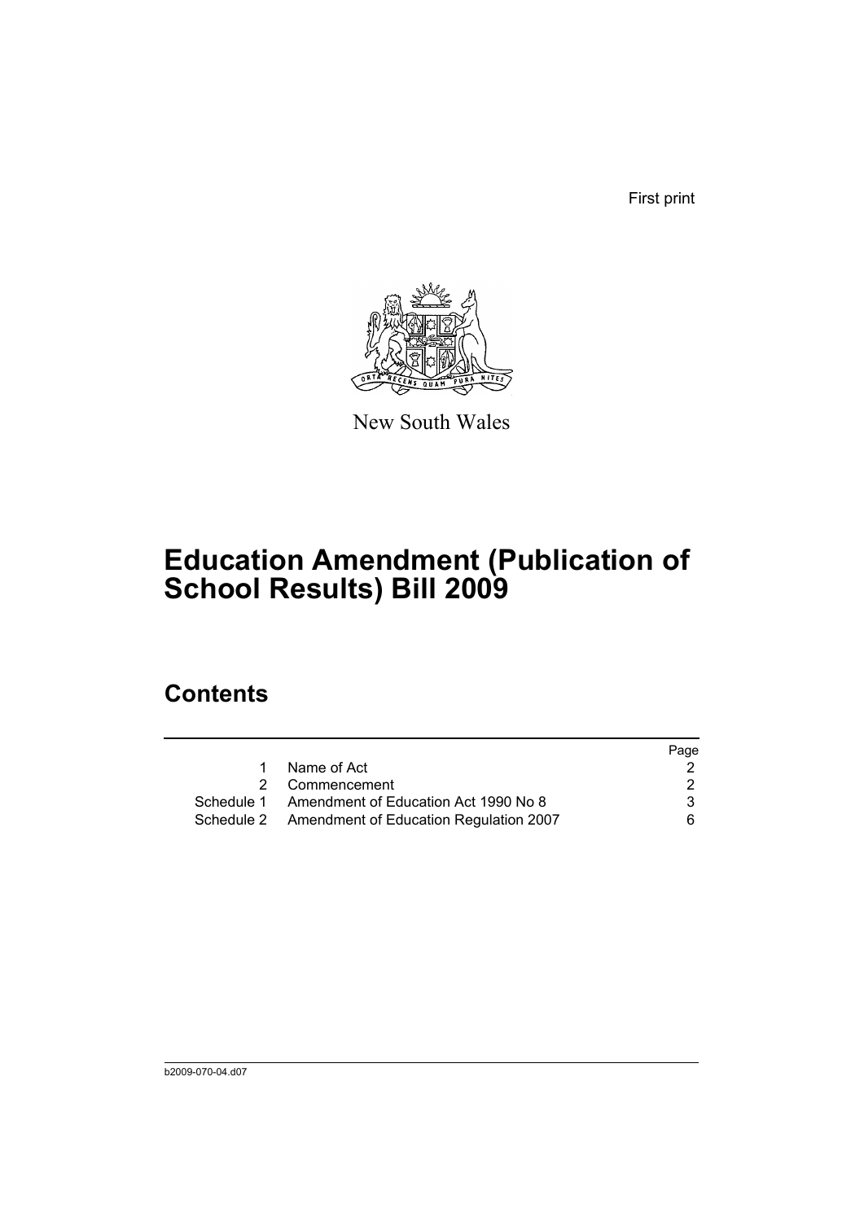First print

New South Wales

# Education Amendment (Publication of School Results) Bill 2009

## Contents

| | | Page |
|---|---|---|
| 1 | Name of Act | 2 |
| 2 | Commencement | 2 |
| Schedule 1 | Amendment of Education Act 1990 No 8 | 3 |
| Schedule 2 | Amendment of Education Regulation 2007 | 6 |

b2009-070-04.d07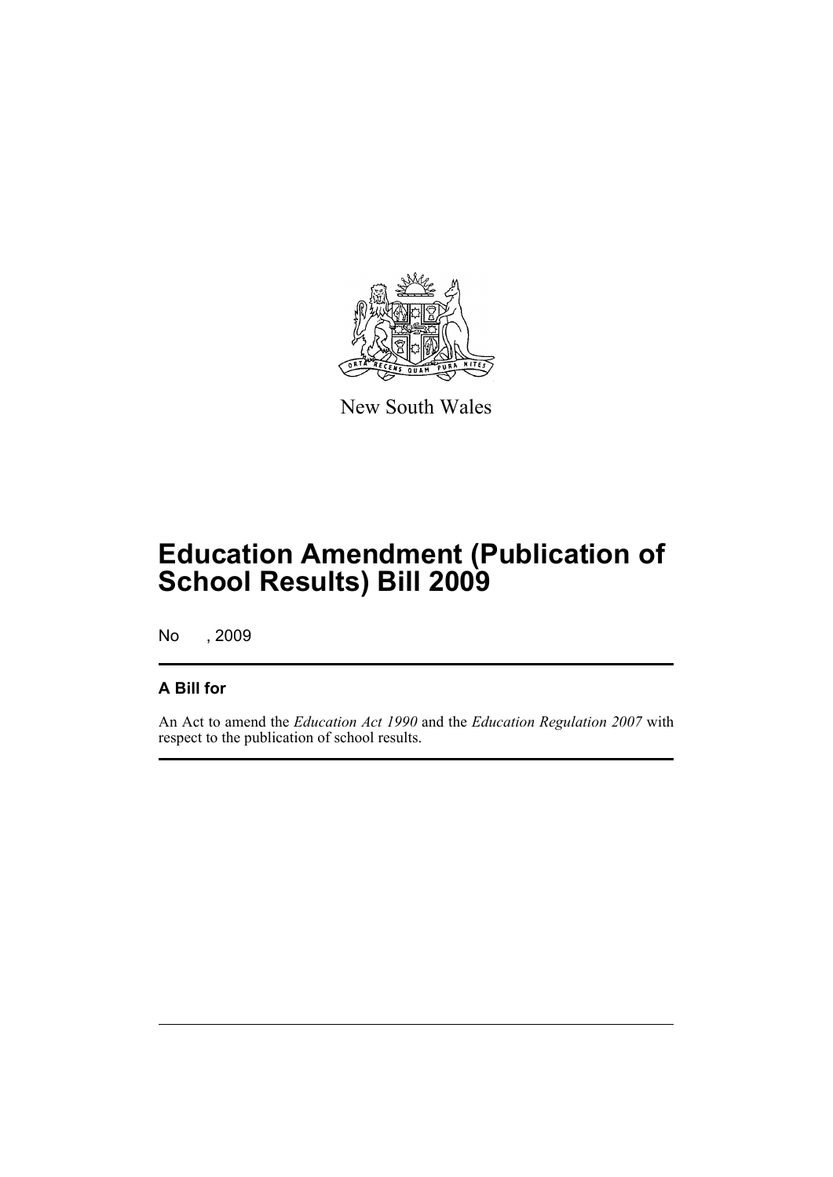New South Wales

# Education Amendment (Publication of School Results) Bill 2009

No , 2009

## A Bill for

An Act to amend the *Education Act 1990* and the *Education Regulation 2007* with respect to the publication of school results.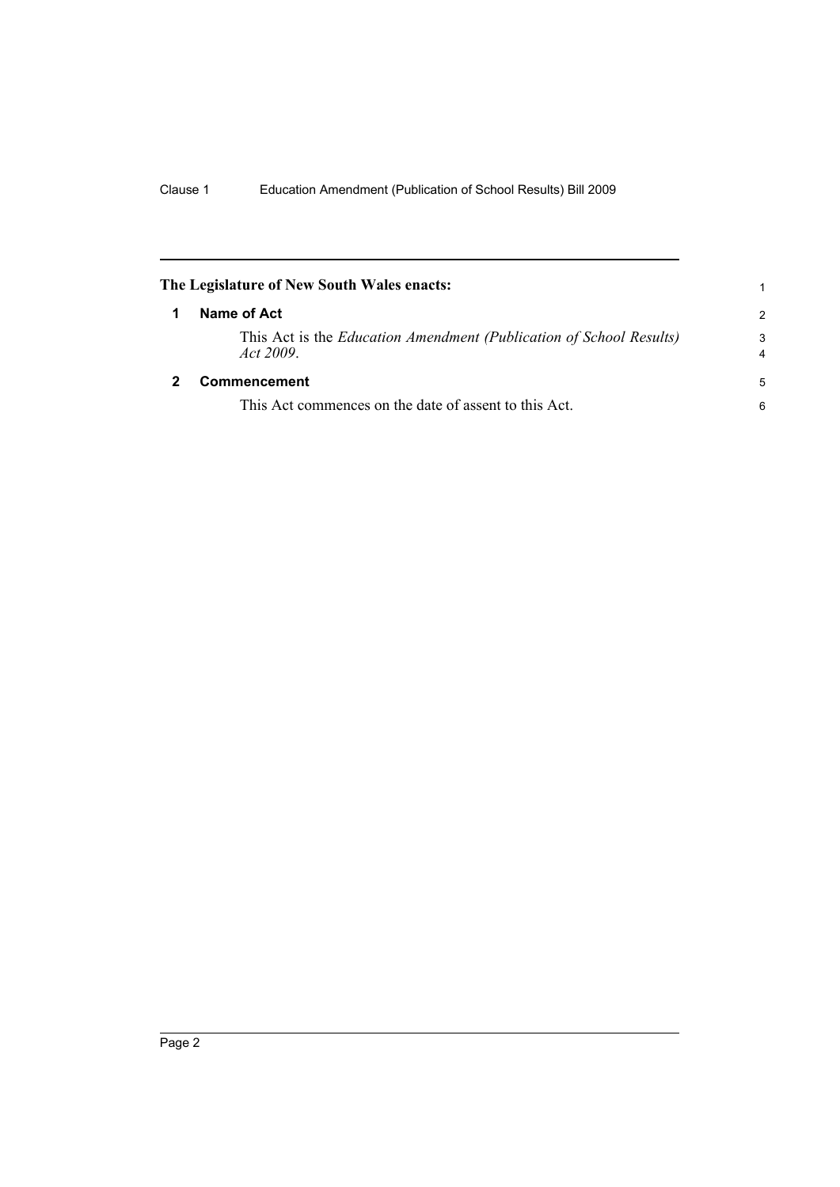**The Legislature of New South Wales enacts:**

## 1 Name of Act

This Act is the *Education Amendment (Publication of School Results) Act 2009*.

## 2 Commencement

This Act commences on the date of assent to this Act.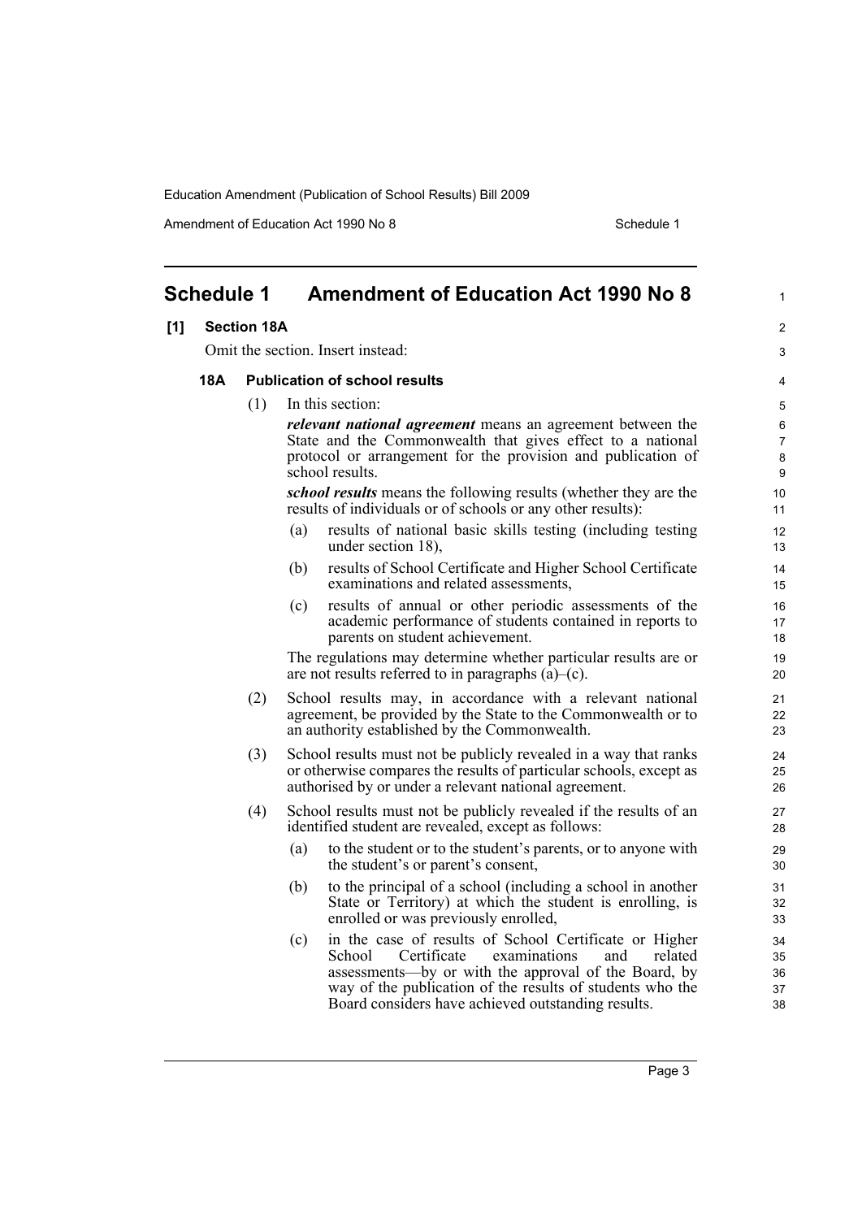## Schedule 1 Amendment of Education Act 1990 No 8

### [1] Section 18A

Omit the section. Insert instead:

#### 18A Publication of school results

(1) In this section:

***relevant national agreement*** means an agreement between the State and the Commonwealth that gives effect to a national protocol or arrangement for the provision and publication of school results.

***school results*** means the following results (whether they are the results of individuals or of schools or any other results):

- (a) results of national basic skills testing (including testing under section 18),
- (b) results of School Certificate and Higher School Certificate examinations and related assessments,
- (c) results of annual or other periodic assessments of the academic performance of students contained in reports to parents on student achievement.

The regulations may determine whether particular results are or are not results referred to in paragraphs (a)–(c).

(2) School results may, in accordance with a relevant national agreement, be provided by the State to the Commonwealth or to an authority established by the Commonwealth.

(3) School results must not be publicly revealed in a way that ranks or otherwise compares the results of particular schools, except as authorised by or under a relevant national agreement.

(4) School results must not be publicly revealed if the results of an identified student are revealed, except as follows:

- (a) to the student or to the student's parents, or to anyone with the student's or parent's consent,
- (b) to the principal of a school (including a school in another State or Territory) at which the student is enrolling, is enrolled or was previously enrolled,
- (c) in the case of results of School Certificate or Higher School Certificate examinations and related assessments—by or with the approval of the Board, by way of the publication of the results of students who the Board considers have achieved outstanding results.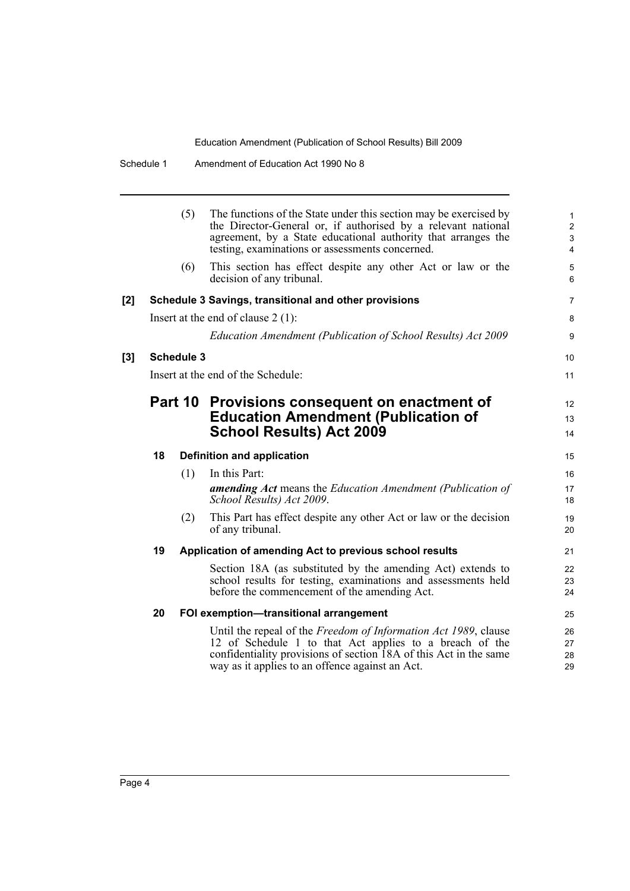(5) The functions of the State under this section may be exercised by the Director-General or, if authorised by a relevant national agreement, by a State educational authority that arranges the testing, examinations or assessments concerned.

(6) This section has effect despite any other Act or law or the decision of any tribunal.

**[2] Schedule 3 Savings, transitional and other provisions**

Insert at the end of clause 2 (1):

*Education Amendment (Publication of School Results) Act 2009*

**[3] Schedule 3**

Insert at the end of the Schedule:

## Part 10 Provisions consequent on enactment of Education Amendment (Publication of School Results) Act 2009

### 18 Definition and application

(1) In this Part:

***amending Act*** means the *Education Amendment (Publication of School Results) Act 2009*.

(2) This Part has effect despite any other Act or law or the decision of any tribunal.

### 19 Application of amending Act to previous school results

Section 18A (as substituted by the amending Act) extends to school results for testing, examinations and assessments held before the commencement of the amending Act.

### 20 FOI exemption—transitional arrangement

Until the repeal of the *Freedom of Information Act 1989*, clause 12 of Schedule 1 to that Act applies to a breach of the confidentiality provisions of section 18A of this Act in the same way as it applies to an offence against an Act.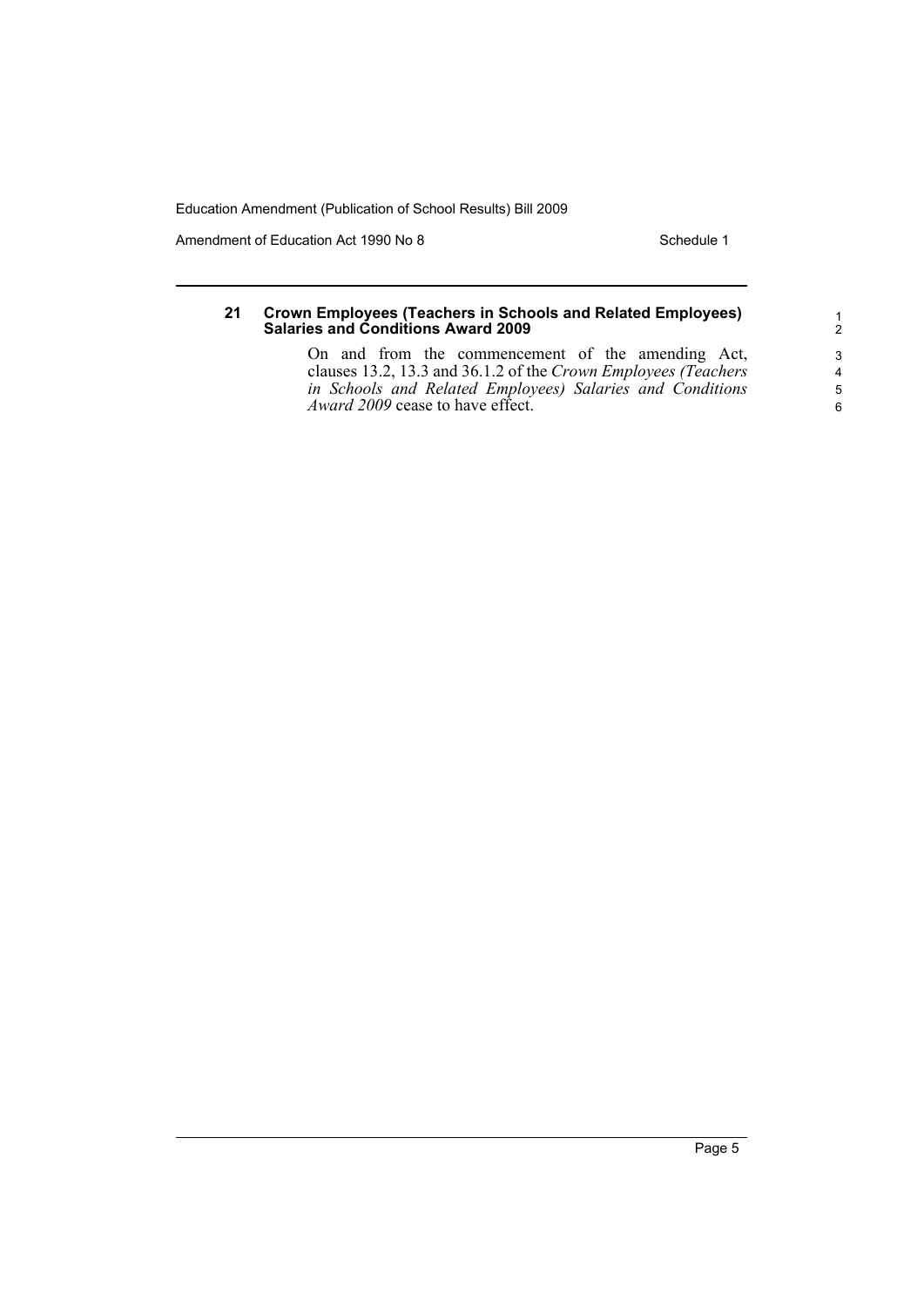### 21 Crown Employees (Teachers in Schools and Related Employees) Salaries and Conditions Award 2009

On and from the commencement of the amending Act, clauses 13.2, 13.3 and 36.1.2 of the *Crown Employees (Teachers in Schools and Related Employees) Salaries and Conditions Award 2009* cease to have effect.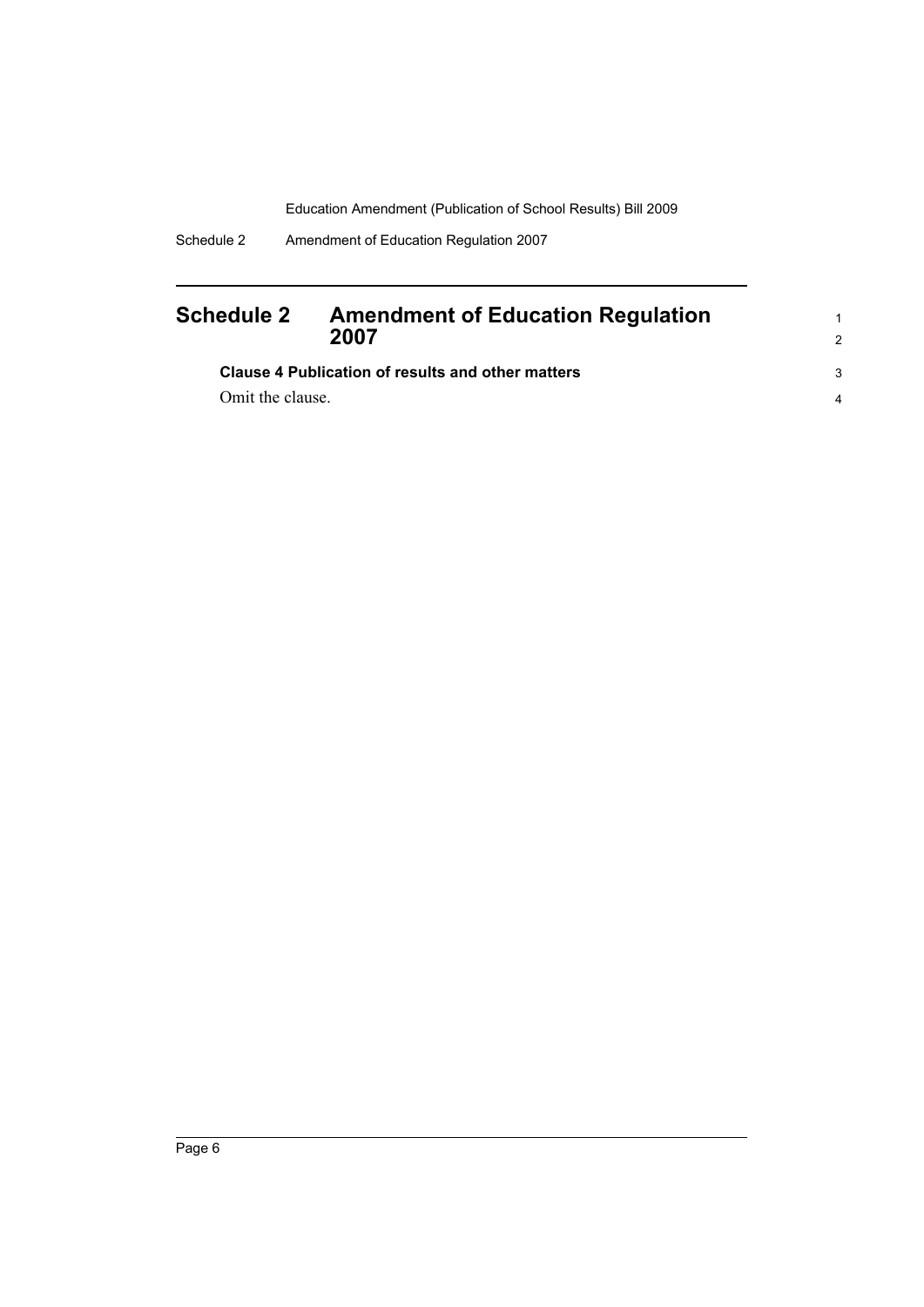# Schedule 2 Amendment of Education Regulation 2007

**Clause 4 Publication of results and other matters**

Omit the clause.